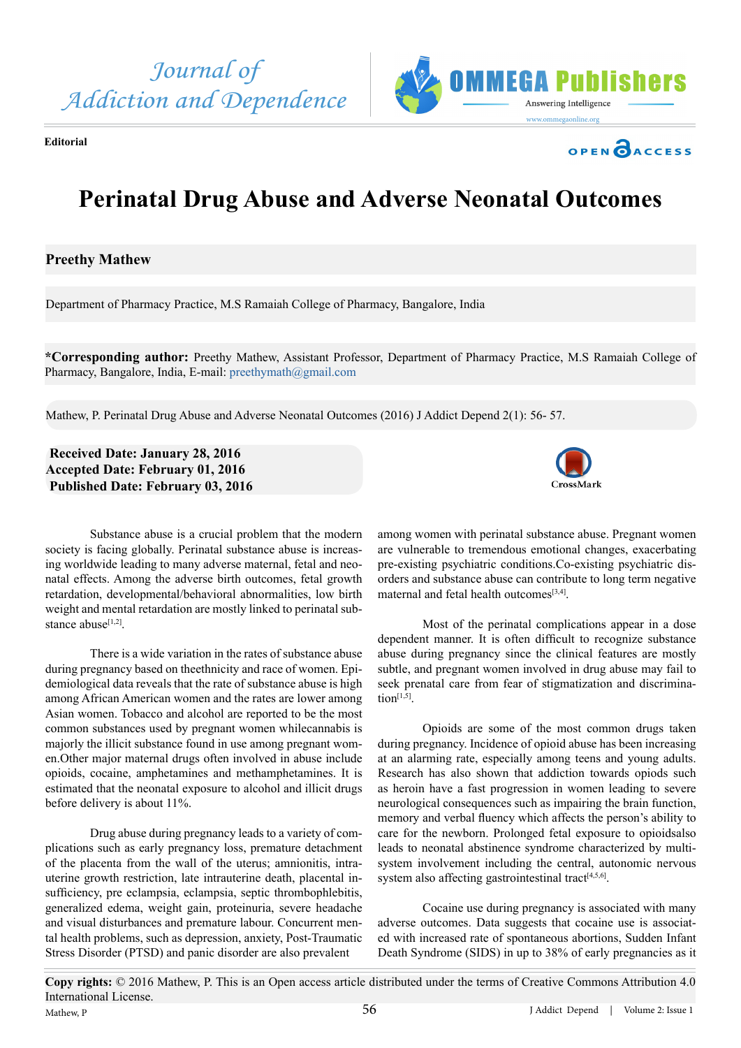Editorial

# Perinatal Drug Abuse and Adverse Neonatal Outcomes

**Preethy Mathew**

Department of Pharmacy Practice, M.S Ramaiah College of Pharmacy, Bangalore, India

**\*Corresponding author:** Preethy Mathew, Assistant Professor, Department of Pharmacy Practice, M.S Ramaiah College of Pharmacy, Bangalore, India, E-mail: preethymath@gmail.com

Mathew, P. Perinatal Drug Abuse and Adverse Neonatal Outcomes (2016) J Addict Depend 2(1): 56- 57.

**Received Date: January 28, 2016**
**Accepted Date: February 01, 2016**
**Published Date: February 03, 2016**

Substance abuse is a crucial problem that the modern society is facing globally. Perinatal substance abuse is increasing worldwide leading to many adverse maternal, fetal and neonatal effects. Among the adverse birth outcomes, fetal growth retardation, developmental/behavioral abnormalities, low birth weight and mental retardation are mostly linked to perinatal substance abuse[1,2].

There is a wide variation in the rates of substance abuse during pregnancy based on theethnicity and race of women. Epidemiological data reveals that the rate of substance abuse is high among African American women and the rates are lower among Asian women. Tobacco and alcohol are reported to be the most common substances used by pregnant women whilecannabis is majorly the illicit substance found in use among pregnant women.Other major maternal drugs often involved in abuse include opioids, cocaine, amphetamines and methamphetamines. It is estimated that the neonatal exposure to alcohol and illicit drugs before delivery is about 11%.

Drug abuse during pregnancy leads to a variety of complications such as early pregnancy loss, premature detachment of the placenta from the wall of the uterus; amnionitis, intrauterine growth restriction, late intrauterine death, placental insufficiency, pre eclampsia, eclampsia, septic thrombophlebitis, generalized edema, weight gain, proteinuria, severe headache and visual disturbances and premature labour. Concurrent mental health problems, such as depression, anxiety, Post-Traumatic Stress Disorder (PTSD) and panic disorder are also prevalent among women with perinatal substance abuse. Pregnant women are vulnerable to tremendous emotional changes, exacerbating pre-existing psychiatric conditions.Co-existing psychiatric disorders and substance abuse can contribute to long term negative maternal and fetal health outcomes[3,4].

Most of the perinatal complications appear in a dose dependent manner. It is often difficult to recognize substance abuse during pregnancy since the clinical features are mostly subtle, and pregnant women involved in drug abuse may fail to seek prenatal care from fear of stigmatization and discrimination[1,5].

Opioids are some of the most common drugs taken during pregnancy. Incidence of opioid abuse has been increasing at an alarming rate, especially among teens and young adults. Research has also shown that addiction towards opiods such as heroin have a fast progression in women leading to severe neurological consequences such as impairing the brain function, memory and verbal fluency which affects the person's ability to care for the newborn. Prolonged fetal exposure to opioidsalso leads to neonatal abstinence syndrome characterized by multi-system involvement including the central, autonomic nervous system also affecting gastrointestinal tract[4,5,6].

Cocaine use during pregnancy is associated with many adverse outcomes. Data suggests that cocaine use is associated with increased rate of spontaneous abortions, Sudden Infant Death Syndrome (SIDS) in up to 38% of early pregnancies as it

**Copy rights:** © 2016 Mathew, P. This is an Open access article distributed under the terms of Creative Commons Attribution 4.0 International License.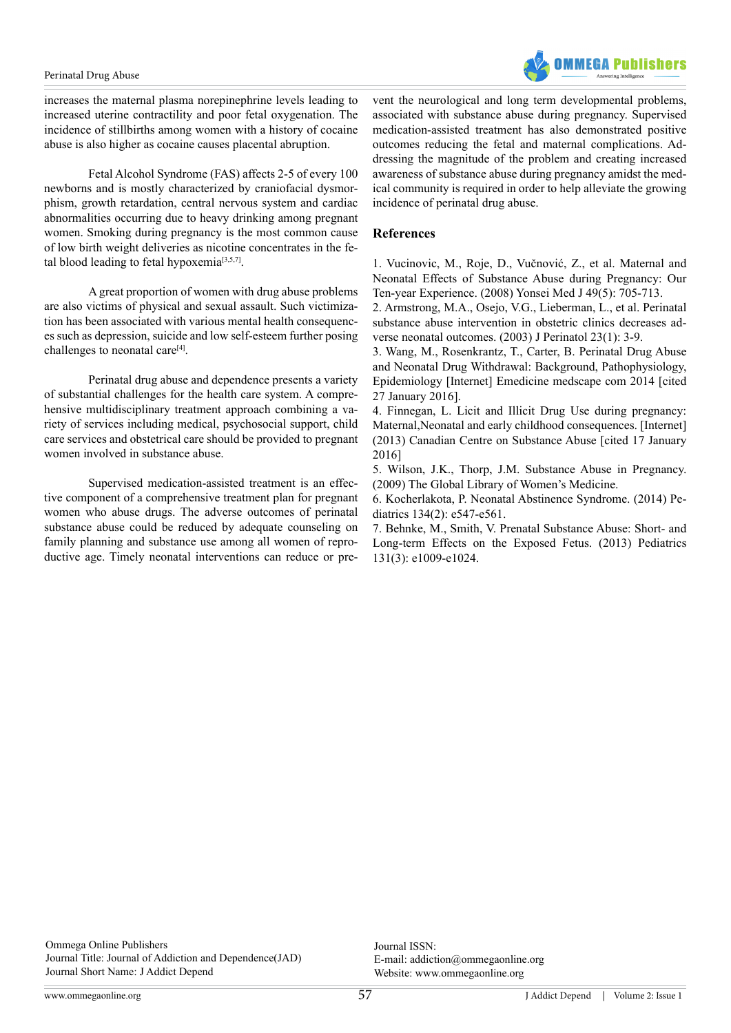increases the maternal plasma norepinephrine levels leading to increased uterine contractility and poor fetal oxygenation. The incidence of stillbirths among women with a history of cocaine abuse is also higher as cocaine causes placental abruption.

Fetal Alcohol Syndrome (FAS) affects 2-5 of every 100 newborns and is mostly characterized by craniofacial dysmorphism, growth retardation, central nervous system and cardiac abnormalities occurring due to heavy drinking among pregnant women. Smoking during pregnancy is the most common cause of low birth weight deliveries as nicotine concentrates in the fetal blood leading to fetal hypoxemia[3,5,7].

A great proportion of women with drug abuse problems are also victims of physical and sexual assault. Such victimization has been associated with various mental health consequences such as depression, suicide and low self-esteem further posing challenges to neonatal care[4].

Perinatal drug abuse and dependence presents a variety of substantial challenges for the health care system. A comprehensive multidisciplinary treatment approach combining a variety of services including medical, psychosocial support, child care services and obstetrical care should be provided to pregnant women involved in substance abuse.

Supervised medication-assisted treatment is an effective component of a comprehensive treatment plan for pregnant women who abuse drugs. The adverse outcomes of perinatal substance abuse could be reduced by adequate counseling on family planning and substance use among all women of reproductive age. Timely neonatal interventions can reduce or prevent the neurological and long term developmental problems, associated with substance abuse during pregnancy. Supervised medication-assisted treatment has also demonstrated positive outcomes reducing the fetal and maternal complications. Addressing the magnitude of the problem and creating increased awareness of substance abuse during pregnancy amidst the medical community is required in order to help alleviate the growing incidence of perinatal drug abuse.

## References

1. Vucinovic, M., Roje, D., Vučnović, Z., et al. Maternal and Neonatal Effects of Substance Abuse during Pregnancy: Our Ten-year Experience. (2008) Yonsei Med J 49(5): 705-713.
2. Armstrong, M.A., Osejo, V.G., Lieberman, L., et al. Perinatal substance abuse intervention in obstetric clinics decreases adverse neonatal outcomes. (2003) J Perinatol 23(1): 3-9.
3. Wang, M., Rosenkrantz, T., Carter, B. Perinatal Drug Abuse and Neonatal Drug Withdrawal: Background, Pathophysiology, Epidemiology [Internet] Emedicine medscape com 2014 [cited 27 January 2016].
4. Finnegan, L. Licit and Illicit Drug Use during pregnancy: Maternal,Neonatal and early childhood consequences. [Internet] (2013) Canadian Centre on Substance Abuse [cited 17 January 2016]
5. Wilson, J.K., Thorp, J.M. Substance Abuse in Pregnancy. (2009) The Global Library of Women's Medicine.
6. Kocherlakota, P. Neonatal Abstinence Syndrome. (2014) Pediatrics 134(2): e547-e561.
7. Behnke, M., Smith, V. Prenatal Substance Abuse: Short- and Long-term Effects on the Exposed Fetus. (2013) Pediatrics 131(3): e1009-e1024.

Ommega Online Publishers
Journal Title: Journal of Addiction and Dependence(JAD)
Journal Short Name: J Addict Depend

Journal ISSN:
E-mail: addiction@ommegaonline.org
Website: www.ommegaonline.org